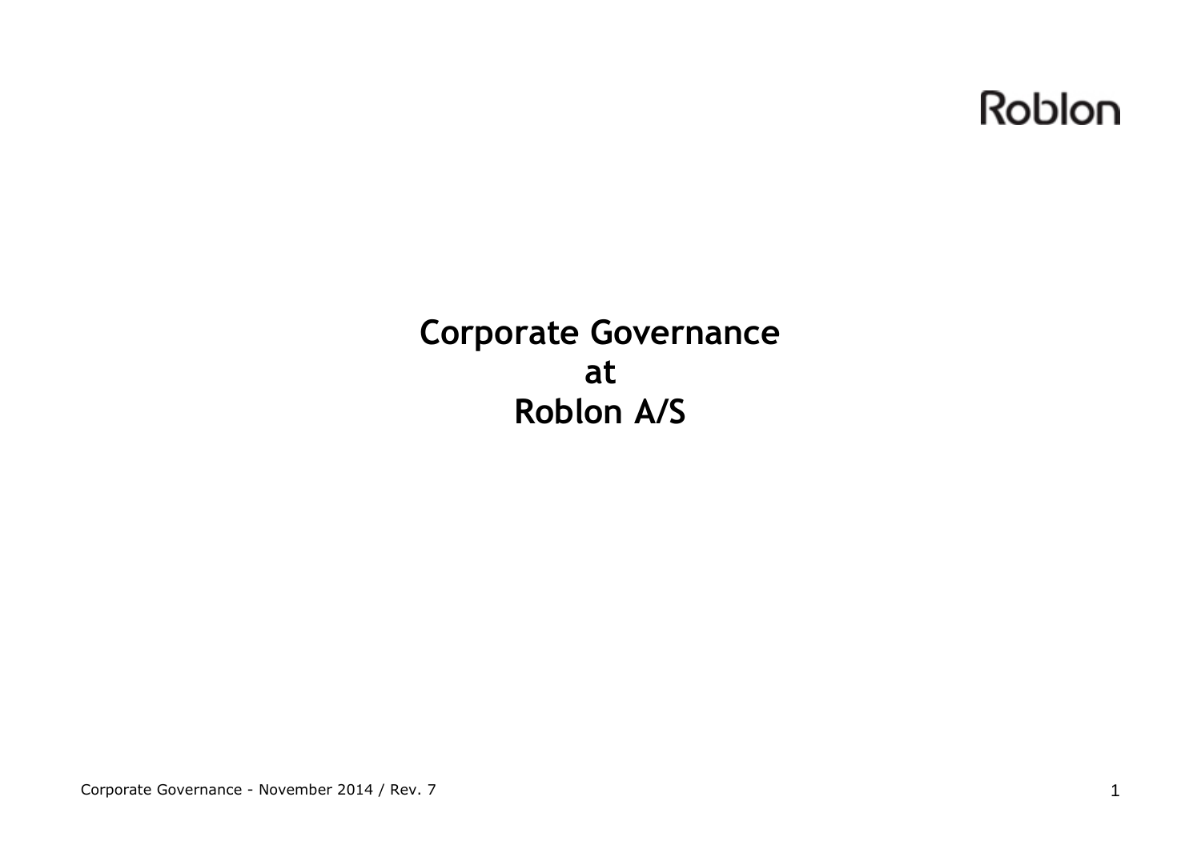Roblon

# Corporate Governance
# at
# Roblon A/S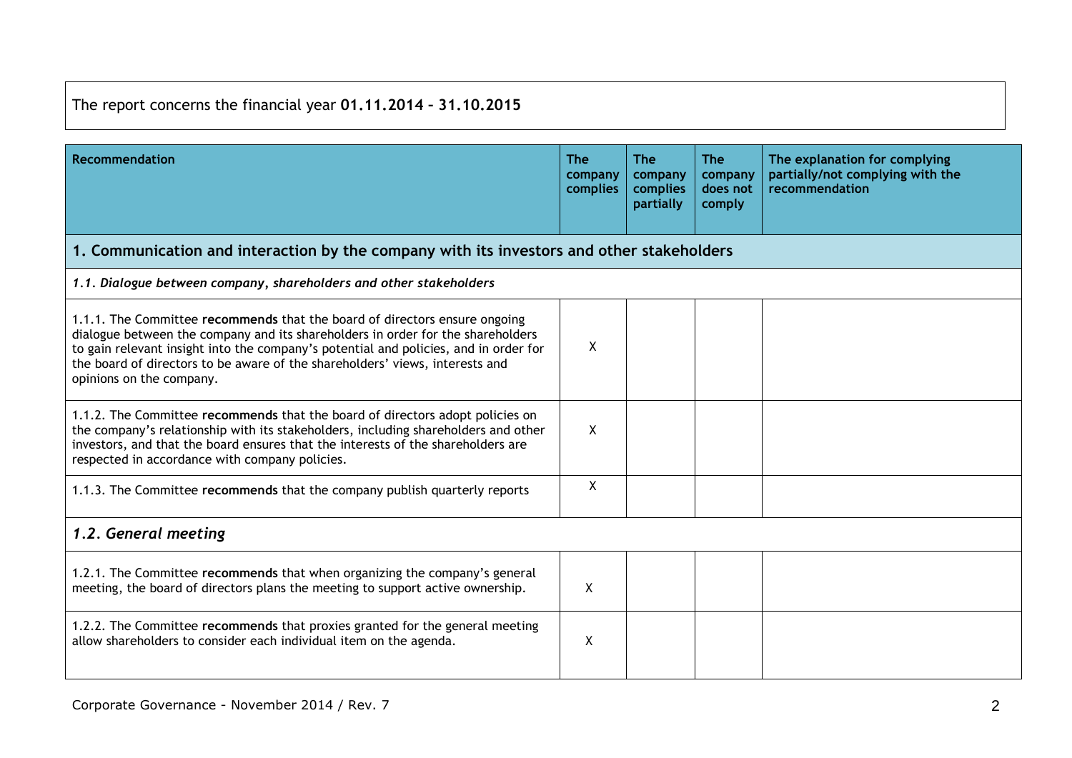The report concerns the financial year **01.11.2014 – 31.10.2015**

| Recommendation | The company complies | The company complies partially | The company does not comply | The explanation for complying partially/not complying with the recommendation |
|---|---|---|---|---|
| **1. Communication and interaction by the company with its investors and other stakeholders** | | | | |
| ***1.1. Dialogue between company, shareholders and other stakeholders*** | | | | |
| 1.1.1. The Committee **recommends** that the board of directors ensure ongoing dialogue between the company and its shareholders in order for the shareholders to gain relevant insight into the company's potential and policies, and in order for the board of directors to be aware of the shareholders' views, interests and opinions on the company. | X | | | |
| 1.1.2. The Committee **recommends** that the board of directors adopt policies on the company's relationship with its stakeholders, including shareholders and other investors, and that the board ensures that the interests of the shareholders are respected in accordance with company policies. | X | | | |
| 1.1.3. The Committee **recommends** that the company publish quarterly reports | X | | | |
| ***1.2. General meeting*** | | | | |
| 1.2.1. The Committee **recommends** that when organizing the company's general meeting, the board of directors plans the meeting to support active ownership. | X | | | |
| 1.2.2. The Committee **recommends** that proxies granted for the general meeting allow shareholders to consider each individual item on the agenda. | X | | | |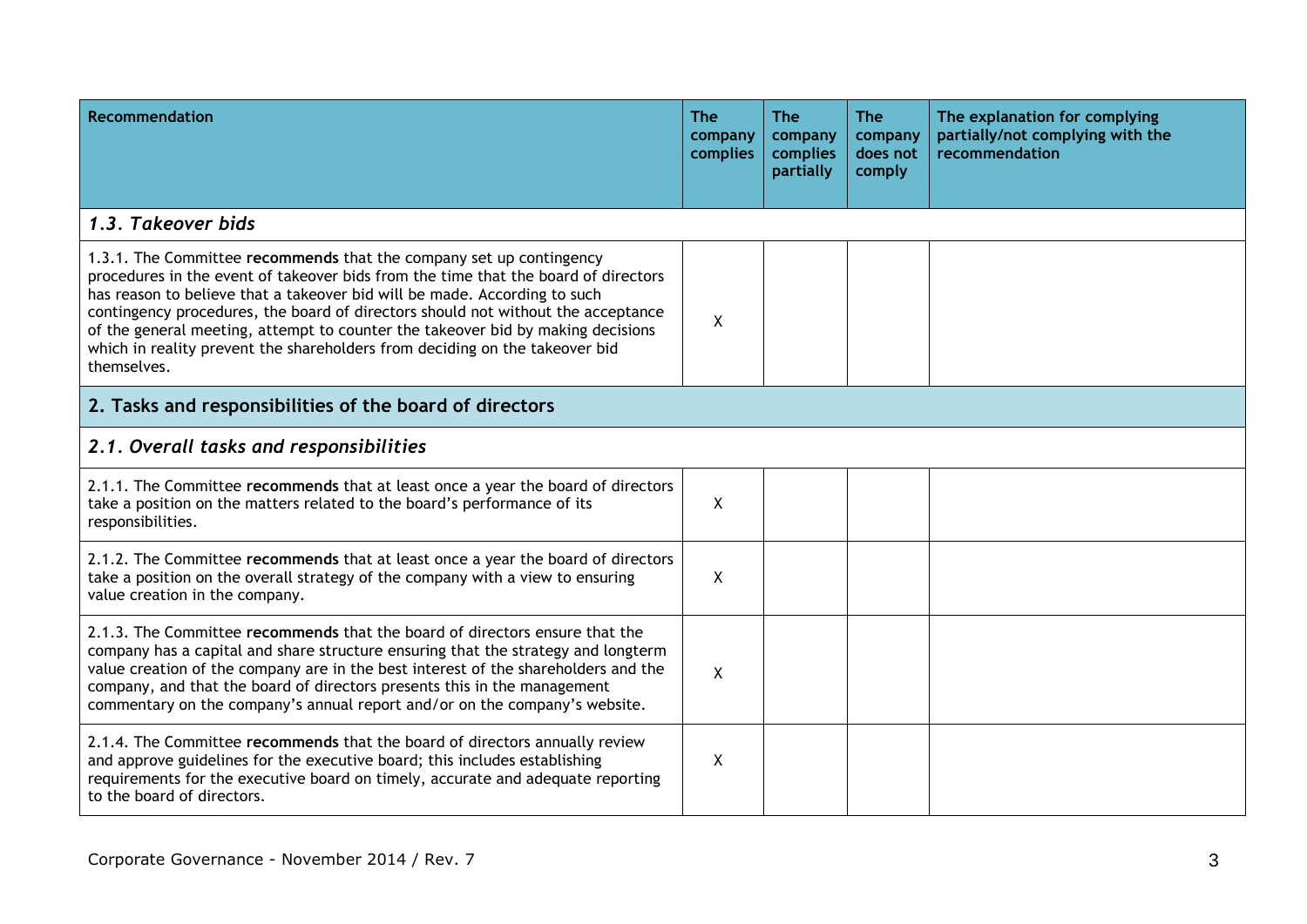| Recommendation | The company complies | The company complies partially | The company does not comply | The explanation for complying partially/not complying with the recommendation |
|---|---|---|---|---|
| ***1.3. Takeover bids*** | | | | |
| 1.3.1. The Committee **recommends** that the company set up contingency procedures in the event of takeover bids from the time that the board of directors has reason to believe that a takeover bid will be made. According to such contingency procedures, the board of directors should not without the acceptance of the general meeting, attempt to counter the takeover bid by making decisions which in reality prevent the shareholders from deciding on the takeover bid themselves. | X | | | |
| **2. Tasks and responsibilities of the board of directors** | | | | |
| ***2.1. Overall tasks and responsibilities*** | | | | |
| 2.1.1. The Committee **recommends** that at least once a year the board of directors take a position on the matters related to the board's performance of its responsibilities. | X | | | |
| 2.1.2. The Committee **recommends** that at least once a year the board of directors take a position on the overall strategy of the company with a view to ensuring value creation in the company. | X | | | |
| 2.1.3. The Committee **recommends** that the board of directors ensure that the company has a capital and share structure ensuring that the strategy and longterm value creation of the company are in the best interest of the shareholders and the company, and that the board of directors presents this in the management commentary on the company's annual report and/or on the company's website. | X | | | |
| 2.1.4. The Committee **recommends** that the board of directors annually review and approve guidelines for the executive board; this includes establishing requirements for the executive board on timely, accurate and adequate reporting to the board of directors. | X | | | |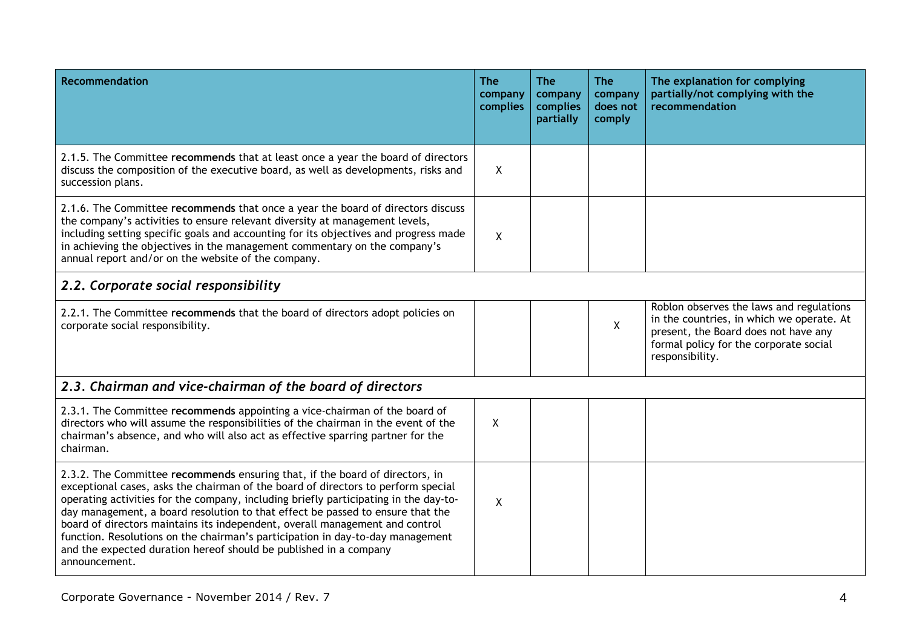| Recommendation | The company complies | The company complies partially | The company does not comply | The explanation for complying partially/not complying with the recommendation |
|---|---|---|---|---|
| 2.1.5. The Committee **recommends** that at least once a year the board of directors discuss the composition of the executive board, as well as developments, risks and succession plans. | X | | | |
| 2.1.6. The Committee **recommends** that once a year the board of directors discuss the company's activities to ensure relevant diversity at management levels, including setting specific goals and accounting for its objectives and progress made in achieving the objectives in the management commentary on the company's annual report and/or on the website of the company. | X | | | |
| ***2.2. Corporate social responsibility*** | | | | |
| 2.2.1. The Committee **recommends** that the board of directors adopt policies on corporate social responsibility. | | | X | Roblon observes the laws and regulations in the countries, in which we operate. At present, the Board does not have any formal policy for the corporate social responsibility. |
| ***2.3. Chairman and vice-chairman of the board of directors*** | | | | |
| 2.3.1. The Committee **recommends** appointing a vice-chairman of the board of directors who will assume the responsibilities of the chairman in the event of the chairman's absence, and who will also act as effective sparring partner for the chairman. | X | | | |
| 2.3.2. The Committee **recommends** ensuring that, if the board of directors, in exceptional cases, asks the chairman of the board of directors to perform special operating activities for the company, including briefly participating in the day-to-day management, a board resolution to that effect be passed to ensure that the board of directors maintains its independent, overall management and control function. Resolutions on the chairman's participation in day-to-day management and the expected duration hereof should be published in a company announcement. | X | | | |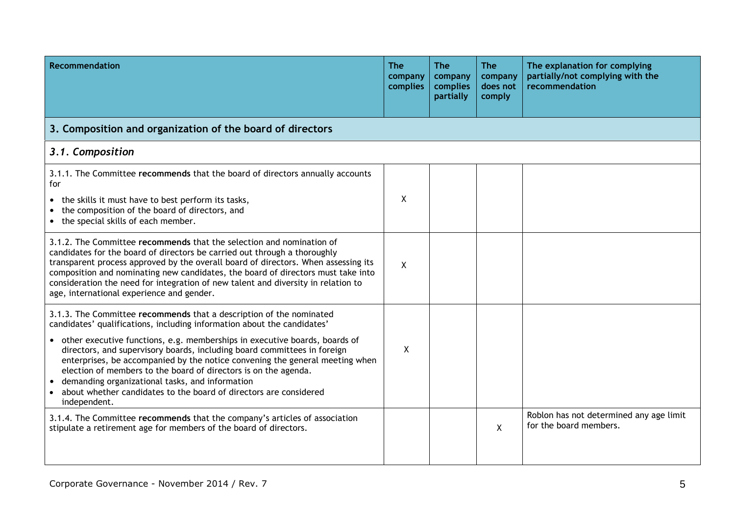| Recommendation | The company complies | The company complies partially | The company does not comply | The explanation for complying partially/not complying with the recommendation |
|---|---|---|---|---|
| **3. Composition and organization of the board of directors** | | | | |
| ***3.1. Composition*** | | | | |
| 3.1.1. The Committee **recommends** that the board of directors annually accounts for<br>• the skills it must have to best perform its tasks,<br>• the composition of the board of directors, and<br>• the special skills of each member. | X | | | |
| 3.1.2. The Committee **recommends** that the selection and nomination of candidates for the board of directors be carried out through a thoroughly transparent process approved by the overall board of directors. When assessing its composition and nominating new candidates, the board of directors must take into consideration the need for integration of new talent and diversity in relation to age, international experience and gender. | X | | | |
| 3.1.3. The Committee **recommends** that a description of the nominated candidates' qualifications, including information about the candidates'<br>• other executive functions, e.g. memberships in executive boards, boards of directors, and supervisory boards, including board committees in foreign enterprises, be accompanied by the notice convening the general meeting when election of members to the board of directors is on the agenda.<br>• demanding organizational tasks, and information<br>• about whether candidates to the board of directors are considered independent. | X | | | |
| 3.1.4. The Committee **recommends** that the company's articles of association stipulate a retirement age for members of the board of directors. | | | X | Roblon has not determined any age limit for the board members. |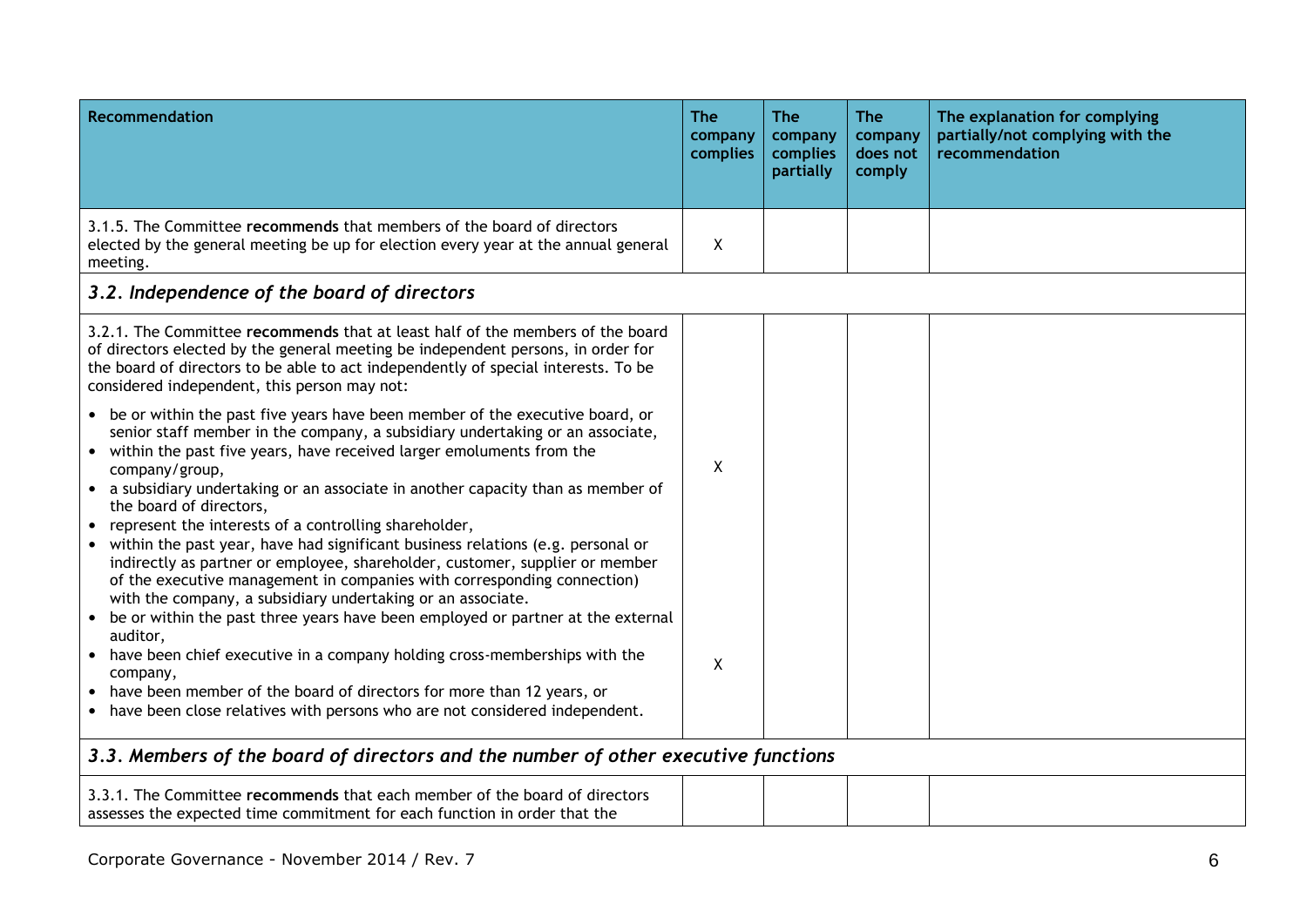| Recommendation | The company complies | The company complies partially | The company does not comply | The explanation for complying partially/not complying with the recommendation |
|---|---|---|---|---|
| 3.1.5. The Committee **recommends** that members of the board of directors elected by the general meeting be up for election every year at the annual general meeting. | X | | | |
| ***3.2. Independence of the board of directors*** | | | | |
| 3.2.1. The Committee **recommends** that at least half of the members of the board of directors elected by the general meeting be independent persons, in order for the board of directors to be able to act independently of special interests. To be considered independent, this person may not:<br>• be or within the past five years have been member of the executive board, or senior staff member in the company, a subsidiary undertaking or an associate,<br>• within the past five years, have received larger emoluments from the company/group,<br>• a subsidiary undertaking or an associate in another capacity than as member of the board of directors,<br>• represent the interests of a controlling shareholder,<br>• within the past year, have had significant business relations (e.g. personal or indirectly as partner or employee, shareholder, customer, supplier or member of the executive management in companies with corresponding connection) with the company, a subsidiary undertaking or an associate.<br>• be or within the past three years have been employed or partner at the external auditor,<br>• have been chief executive in a company holding cross-memberships with the company,<br>• have been member of the board of directors for more than 12 years, or<br>• have been close relatives with persons who are not considered independent. | X<br><br>X | | | |
| ***3.3. Members of the board of directors and the number of other executive functions*** | | | | |
| 3.3.1. The Committee **recommends** that each member of the board of directors assesses the expected time commitment for each function in order that the | | | | |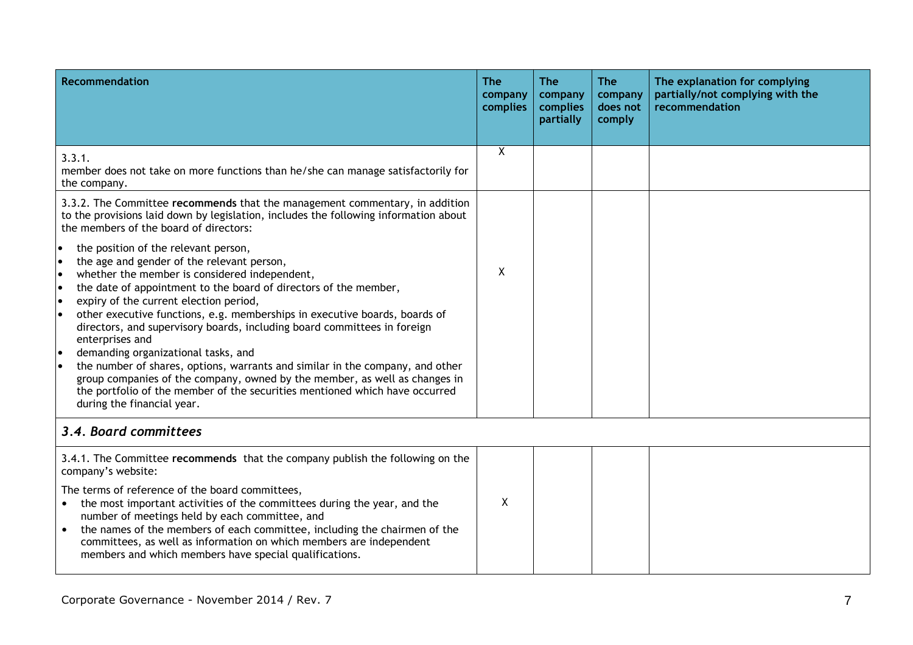| Recommendation | The company complies | The company complies partially | The company does not comply | The explanation for complying partially/not complying with the recommendation |
|---|---|---|---|---|
| 3.3.1. member does not take on more functions than he/she can manage satisfactorily for the company. | X | | | |
| 3.3.2. The Committee **recommends** that the management commentary, in addition to the provisions laid down by legislation, includes the following information about the members of the board of directors:<br>• the position of the relevant person,<br>• the age and gender of the relevant person,<br>• whether the member is considered independent,<br>• the date of appointment to the board of directors of the member,<br>• expiry of the current election period,<br>• other executive functions, e.g. memberships in executive boards, boards of directors, and supervisory boards, including board committees in foreign enterprises and<br>• demanding organizational tasks, and<br>• the number of shares, options, warrants and similar in the company, and other group companies of the company, owned by the member, as well as changes in the portfolio of the member of the securities mentioned which have occurred during the financial year. | X | | | |
| ***3.4. Board committees*** | | | | |
| 3.4.1. The Committee **recommends** that the company publish the following on the company's website:<br>The terms of reference of the board committees,<br>• the most important activities of the committees during the year, and the number of meetings held by each committee, and<br>• the names of the members of each committee, including the chairmen of the committees, as well as information on which members are independent members and which members have special qualifications. | X | | | |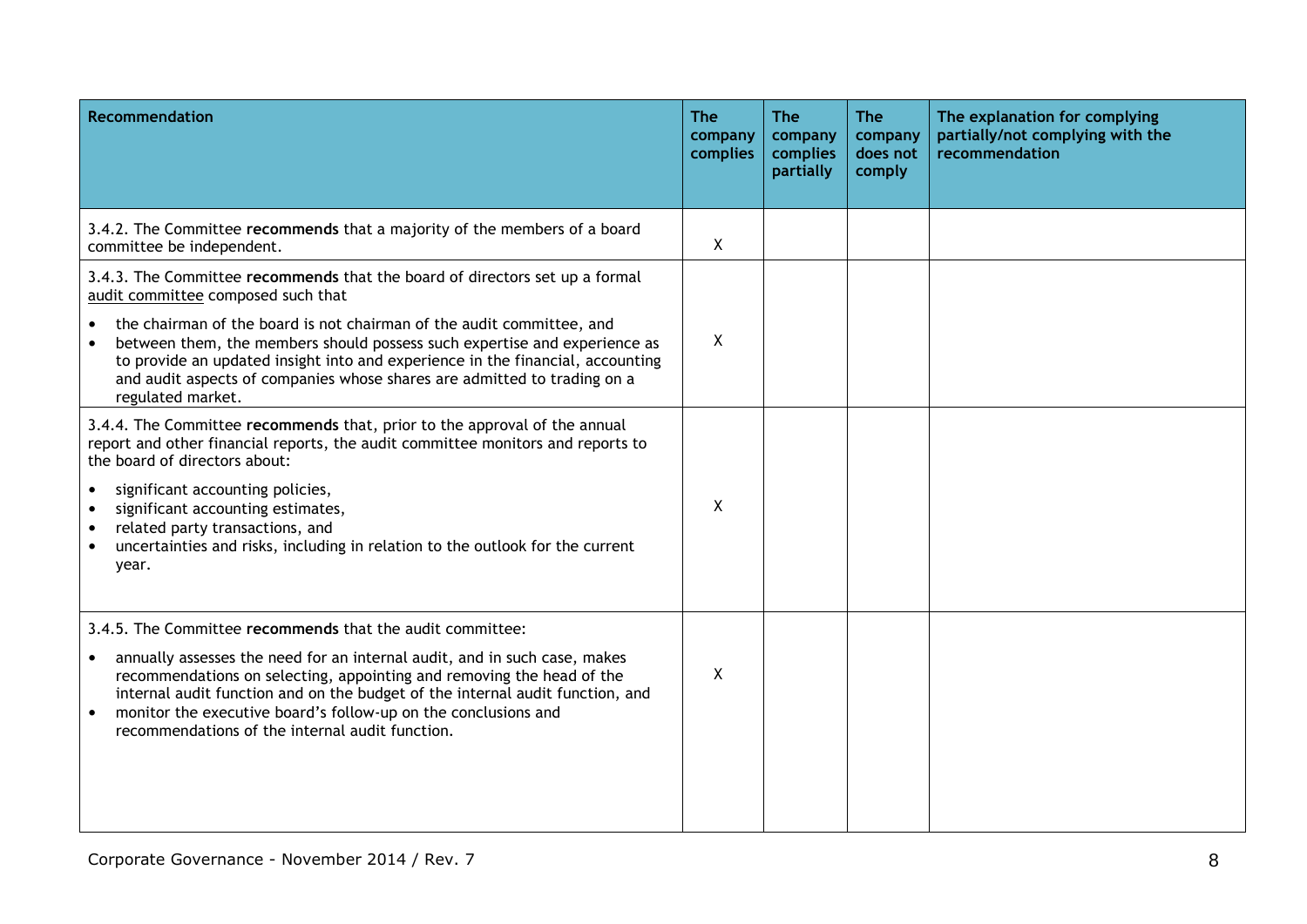| Recommendation | The company complies | The company complies partially | The company does not comply | The explanation for complying partially/not complying with the recommendation |
|---|---|---|---|---|
| 3.4.2. The Committee **recommends** that a majority of the members of a board committee be independent. | X | | | |
| 3.4.3. The Committee **recommends** that the board of directors set up a formal audit committee composed such that<br>• the chairman of the board is not chairman of the audit committee, and<br>• between them, the members should possess such expertise and experience as to provide an updated insight into and experience in the financial, accounting and audit aspects of companies whose shares are admitted to trading on a regulated market. | X | | | |
| 3.4.4. The Committee **recommends** that, prior to the approval of the annual report and other financial reports, the audit committee monitors and reports to the board of directors about:<br>• significant accounting policies,<br>• significant accounting estimates,<br>• related party transactions, and<br>• uncertainties and risks, including in relation to the outlook for the current year. | X | | | |
| 3.4.5. The Committee **recommends** that the audit committee:<br>• annually assesses the need for an internal audit, and in such case, makes recommendations on selecting, appointing and removing the head of the internal audit function and on the budget of the internal audit function, and<br>• monitor the executive board's follow-up on the conclusions and recommendations of the internal audit function. | X | | | |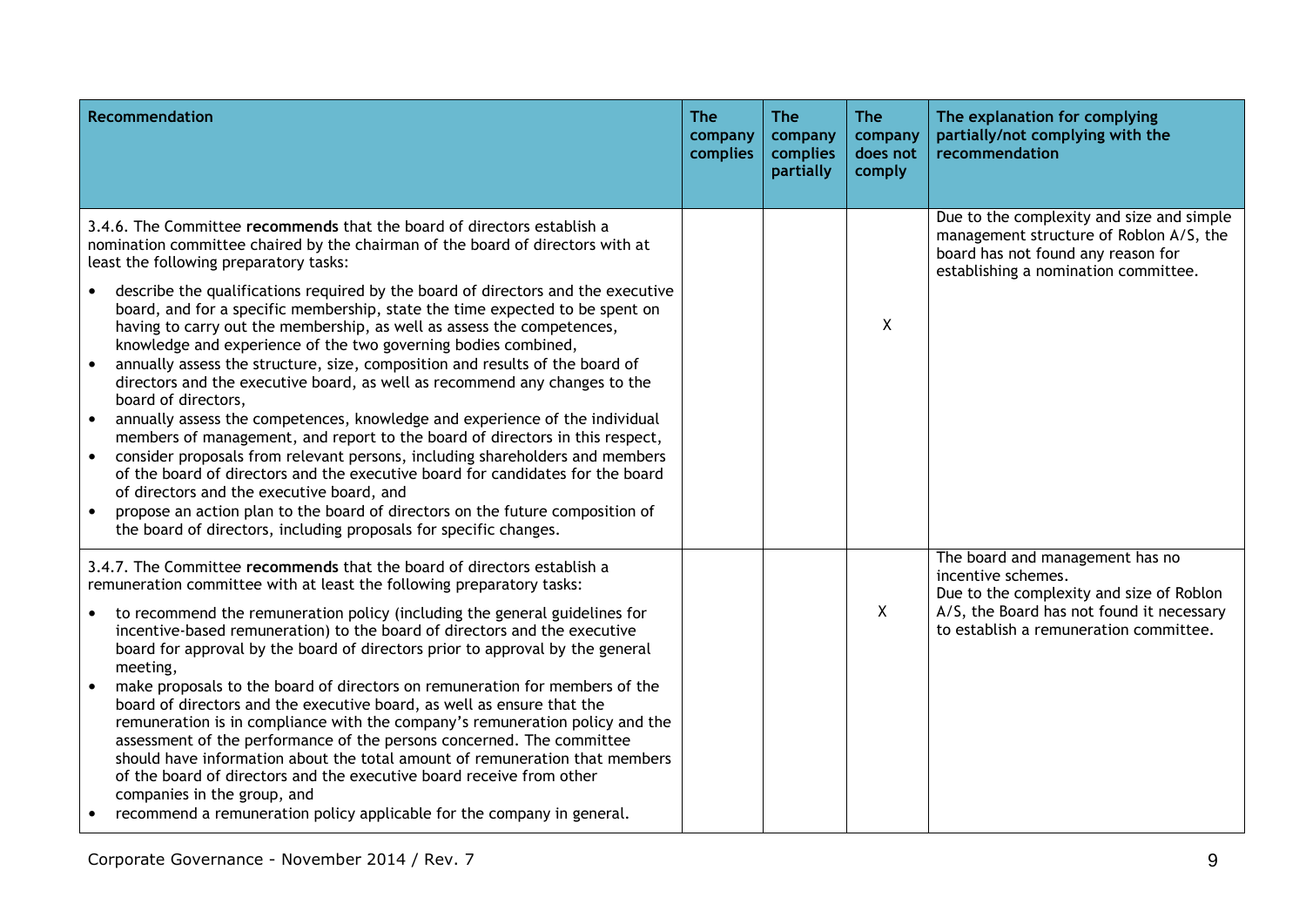| Recommendation | The company complies | The company complies partially | The company does not comply | The explanation for complying partially/not complying with the recommendation |
|---|---|---|---|---|
| 3.4.6. The Committee **recommends** that the board of directors establish a nomination committee chaired by the chairman of the board of directors with at least the following preparatory tasks:<br>• describe the qualifications required by the board of directors and the executive board, and for a specific membership, state the time expected to be spent on having to carry out the membership, as well as assess the competences, knowledge and experience of the two governing bodies combined,<br>• annually assess the structure, size, composition and results of the board of directors and the executive board, as well as recommend any changes to the board of directors,<br>• annually assess the competences, knowledge and experience of the individual members of management, and report to the board of directors in this respect,<br>• consider proposals from relevant persons, including shareholders and members of the board of directors and the executive board for candidates for the board of directors and the executive board, and<br>• propose an action plan to the board of directors on the future composition of the board of directors, including proposals for specific changes. | | | X | Due to the complexity and size and simple management structure of Roblon A/S, the board has not found any reason for establishing a nomination committee. |
| 3.4.7. The Committee **recommends** that the board of directors establish a remuneration committee with at least the following preparatory tasks:<br>• to recommend the remuneration policy (including the general guidelines for incentive-based remuneration) to the board of directors and the executive board for approval by the board of directors prior to approval by the general meeting,<br>• make proposals to the board of directors on remuneration for members of the board of directors and the executive board, as well as ensure that the remuneration is in compliance with the company's remuneration policy and the assessment of the performance of the persons concerned. The committee should have information about the total amount of remuneration that members of the board of directors and the executive board receive from other companies in the group, and<br>• recommend a remuneration policy applicable for the company in general. | | | X | The board and management has no incentive schemes.<br>Due to the complexity and size of Roblon A/S, the Board has not found it necessary to establish a remuneration committee. |

Corporate Governance - November 2014 / Rev. 7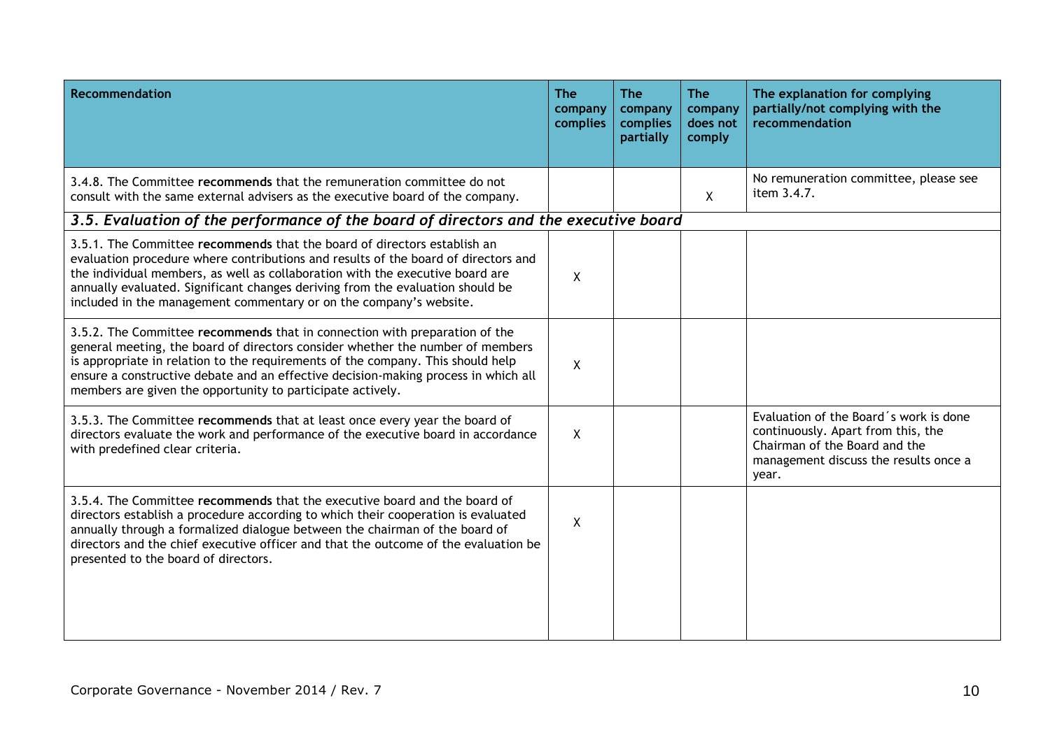| Recommendation | The company complies | The company complies partially | The company does not comply | The explanation for complying partially/not complying with the recommendation |
|---|---|---|---|---|
| 3.4.8. The Committee **recommends** that the remuneration committee do not consult with the same external advisers as the executive board of the company. | | | X | No remuneration committee, please see item 3.4.7. |
| ***3.5. Evaluation of the performance of the board of directors and the executive board*** | | | | |
| 3.5.1. The Committee **recommends** that the board of directors establish an evaluation procedure where contributions and results of the board of directors and the individual members, as well as collaboration with the executive board are annually evaluated. Significant changes deriving from the evaluation should be included in the management commentary or on the company's website. | X | | | |
| 3.5.2. The Committee **recommends** that in connection with preparation of the general meeting, the board of directors consider whether the number of members is appropriate in relation to the requirements of the company. This should help ensure a constructive debate and an effective decision-making process in which all members are given the opportunity to participate actively. | X | | | |
| 3.5.3. The Committee **recommends** that at least once every year the board of directors evaluate the work and performance of the executive board in accordance with predefined clear criteria. | X | | | Evaluation of the Board´s work is done continuously. Apart from this, the Chairman of the Board and the management discuss the results once a year. |
| 3.5.4. The Committee **recommends** that the executive board and the board of directors establish a procedure according to which their cooperation is evaluated annually through a formalized dialogue between the chairman of the board of directors and the chief executive officer and that the outcome of the evaluation be presented to the board of directors. | X | | | |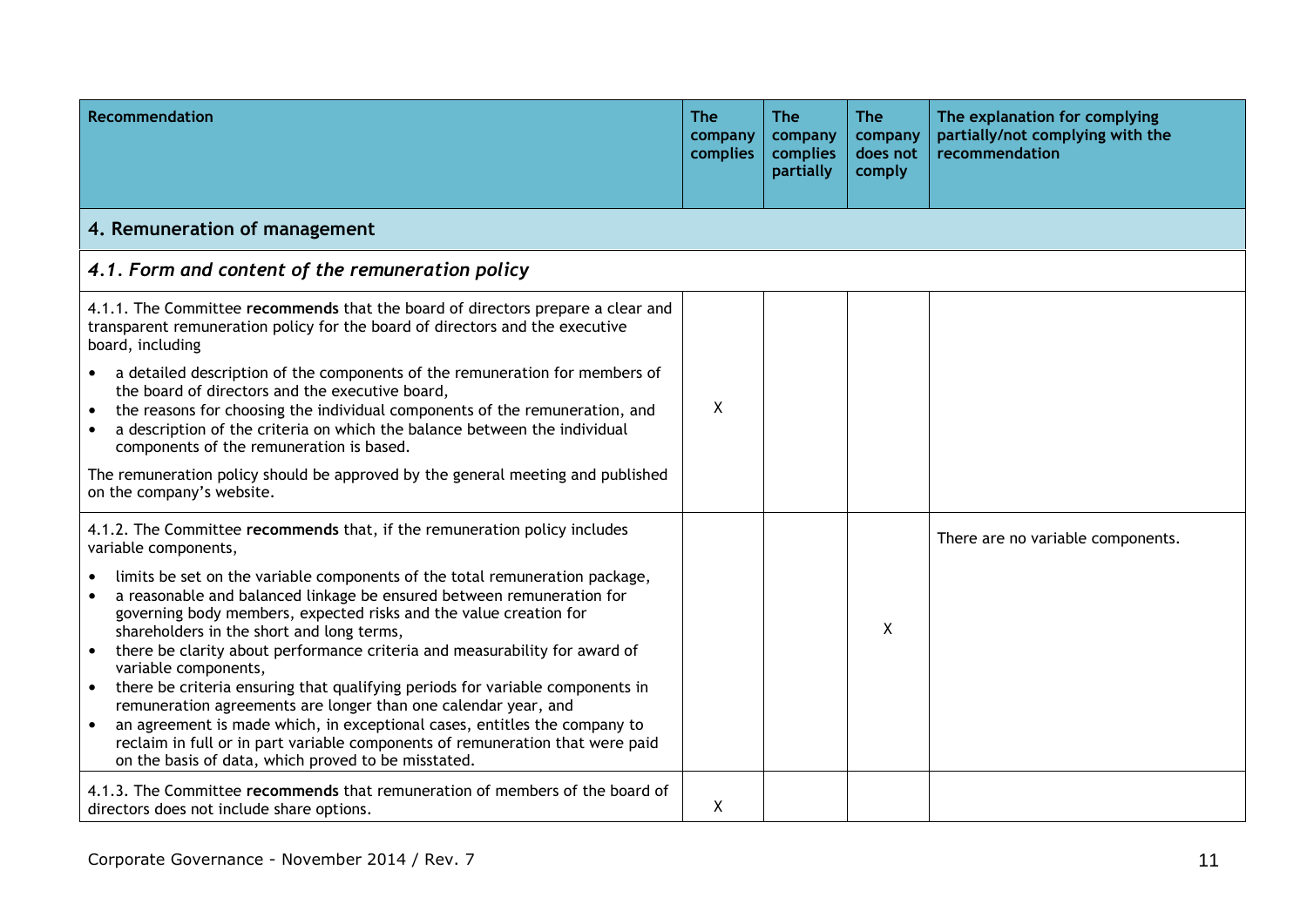| Recommendation | The company complies | The company complies partially | The company does not comply | The explanation for complying partially/not complying with the recommendation |
|---|---|---|---|---|
| **4. Remuneration of management** | | | | |
| ***4.1. Form and content of the remuneration policy*** | | | | |
| 4.1.1. The Committee **recommends** that the board of directors prepare a clear and transparent remuneration policy for the board of directors and the executive board, including<br>• a detailed description of the components of the remuneration for members of the board of directors and the executive board,<br>• the reasons for choosing the individual components of the remuneration, and<br>• a description of the criteria on which the balance between the individual components of the remuneration is based.<br>The remuneration policy should be approved by the general meeting and published on the company's website. | X | | | |
| 4.1.2. The Committee **recommends** that, if the remuneration policy includes variable components,<br>• limits be set on the variable components of the total remuneration package,<br>• a reasonable and balanced linkage be ensured between remuneration for governing body members, expected risks and the value creation for shareholders in the short and long terms,<br>• there be clarity about performance criteria and measurability for award of variable components,<br>• there be criteria ensuring that qualifying periods for variable components in remuneration agreements are longer than one calendar year, and<br>• an agreement is made which, in exceptional cases, entitles the company to reclaim in full or in part variable components of remuneration that were paid on the basis of data, which proved to be misstated. | | | X | There are no variable components. |
| 4.1.3. The Committee **recommends** that remuneration of members of the board of directors does not include share options. | X | | | |

Corporate Governance - November 2014 / Rev. 7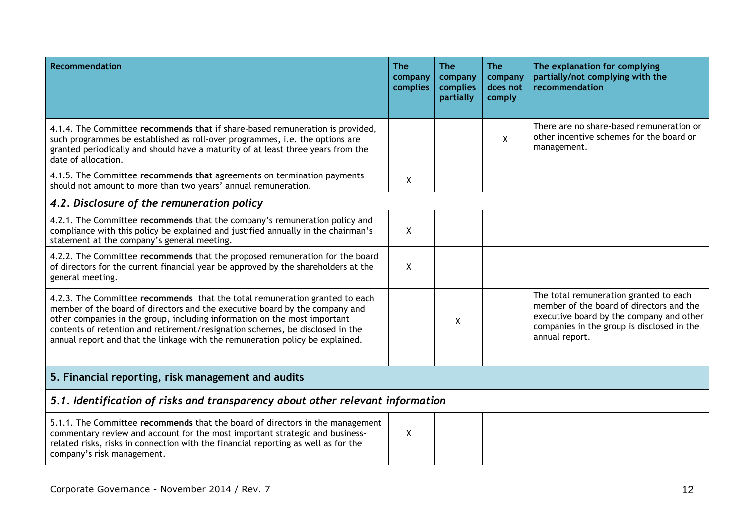| Recommendation | The company complies | The company complies partially | The company does not comply | The explanation for complying partially/not complying with the recommendation |
|---|---|---|---|---|
| 4.1.4. The Committee **recommends that** if share-based remuneration is provided, such programmes be established as roll-over programmes, i.e. the options are granted periodically and should have a maturity of at least three years from the date of allocation. | | | X | There are no share-based remuneration or other incentive schemes for the board or management. |
| 4.1.5. The Committee **recommends that** agreements on termination payments should not amount to more than two years' annual remuneration. | X | | | |
| ***4.2. Disclosure of the remuneration policy*** | | | | |
| 4.2.1. The Committee **recommends** that the company's remuneration policy and compliance with this policy be explained and justified annually in the chairman's statement at the company's general meeting. | X | | | |
| 4.2.2. The Committee **recommends** that the proposed remuneration for the board of directors for the current financial year be approved by the shareholders at the general meeting. | X | | | |
| 4.2.3. The Committee **recommends** that the total remuneration granted to each member of the board of directors and the executive board by the company and other companies in the group, including information on the most important contents of retention and retirement/resignation schemes, be disclosed in the annual report and that the linkage with the remuneration policy be explained. | | X | | The total remuneration granted to each member of the board of directors and the executive board by the company and other companies in the group is disclosed in the annual report. |
| **5. Financial reporting, risk management and audits** | | | | |
| ***5.1. Identification of risks and transparency about other relevant information*** | | | | |
| 5.1.1. The Committee **recommends** that the board of directors in the management commentary review and account for the most important strategic and business-related risks, risks in connection with the financial reporting as well as for the company's risk management. | X | | | |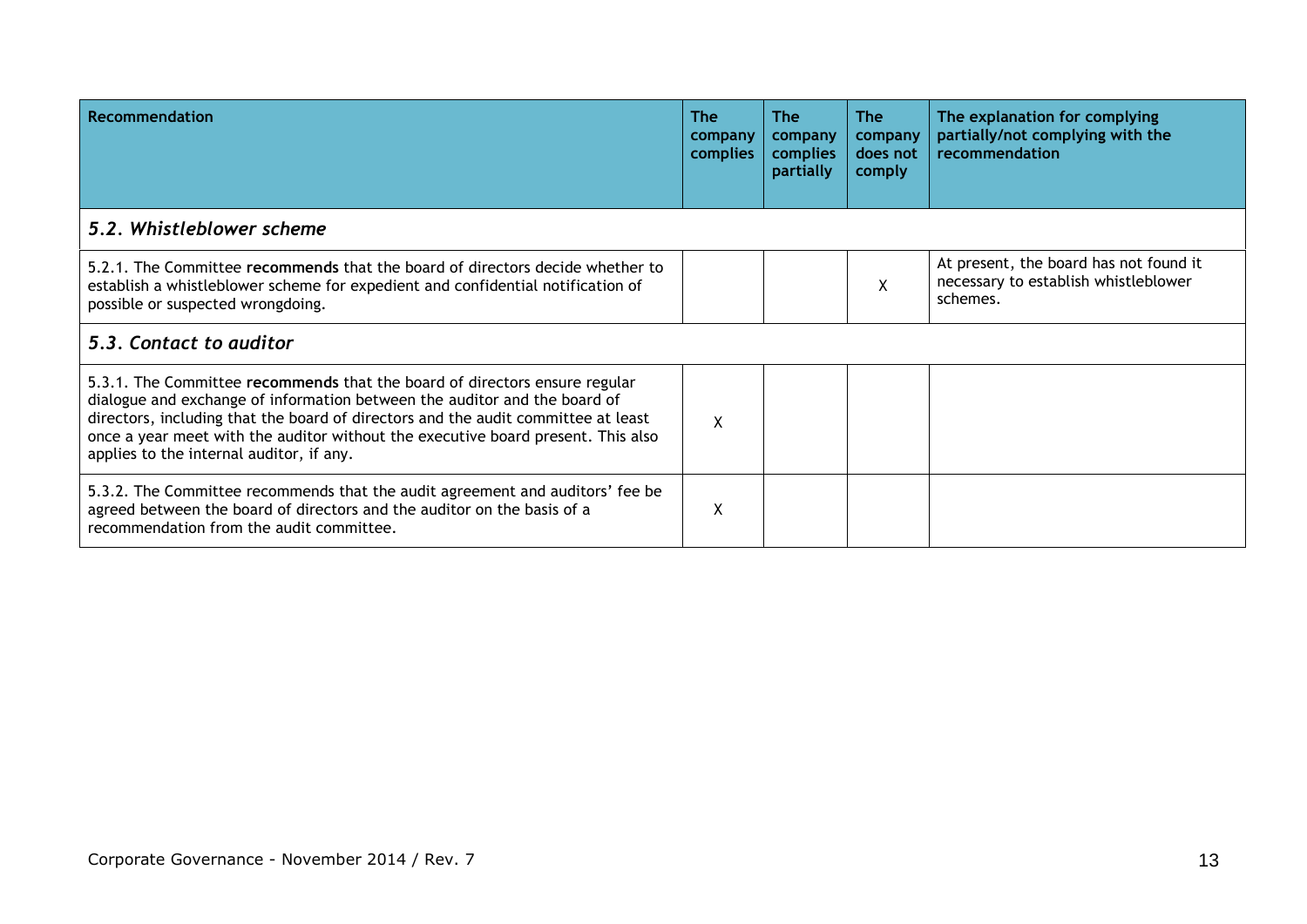| Recommendation | The company complies | The company complies partially | The company does not comply | The explanation for complying partially/not complying with the recommendation |
|---|---|---|---|---|
| ***5.2. Whistleblower scheme*** | | | | |
| 5.2.1. The Committee **recommends** that the board of directors decide whether to establish a whistleblower scheme for expedient and confidential notification of possible or suspected wrongdoing. | | | X | At present, the board has not found it necessary to establish whistleblower schemes. |
| ***5.3. Contact to auditor*** | | | | |
| 5.3.1. The Committee **recommends** that the board of directors ensure regular dialogue and exchange of information between the auditor and the board of directors, including that the board of directors and the audit committee at least once a year meet with the auditor without the executive board present. This also applies to the internal auditor, if any. | X | | | |
| 5.3.2. The Committee recommends that the audit agreement and auditors' fee be agreed between the board of directors and the auditor on the basis of a recommendation from the audit committee. | X | | | |